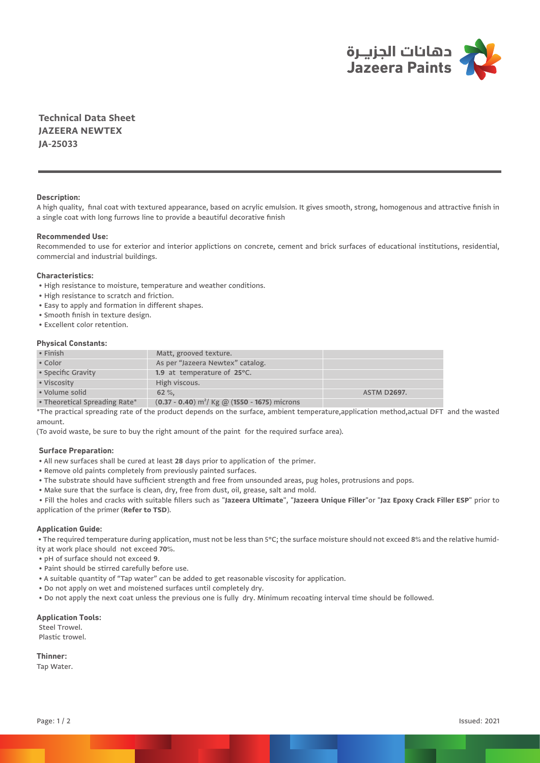دهانات الجزيـرة
Jazeera Paints

# Technical Data Sheet
# JAZEERA NEWTEX
# JA-25033

### Description:

A high quality, final coat with textured appearance, based on acrylic emulsion. It gives smooth, strong, homogenous and attractive finish in a single coat with long furrows line to provide a beautiful decorative finish

### Recommended Use:

Recommended to use for exterior and interior applictions on concrete, cement and brick surfaces of educational institutions, residential, commercial and industrial buildings.

### Characteristics:

- High resistance to moisture, temperature and weather conditions.
- High resistance to scratch and friction.
- Easy to apply and formation in different shapes.
- Smooth finish in texture design.
- Excellent color retention.

### Physical Constants:

| | | |
|---|---|---|
| • Finish | Matt, grooved texture. | |
| • Color | As per "Jazeera Newtex" catalog. | |
| • Specific Gravity | **1.9** at temperature of **25°C.** | |
| • Viscosity | High viscous. | |
| • Volume solid | **62** %, | ASTM **D2697.** |
| • Theoretical Spreading Rate* | (**0.37 - 0.40**) $m^2$/ Kg @ (**1550 - 1675**) microns | |

*The practical spreading rate of the product depends on the surface, ambient temperature,application method,actual DFT and the wasted amount.

(To avoid waste, be sure to buy the right amount of the paint for the required surface area).

### Surface Preparation:

- All new surfaces shall be cured at least **28** days prior to application of the primer.
- Remove old paints completely from previously painted surfaces.
- The substrate should have sufficient strength and free from unsounded areas, pug holes, protrusions and pops.
- Make sure that the surface is clean, dry, free from dust, oil, grease, salt and mold.
- Fill the holes and cracks with suitable fillers such as "**Jazeera Ultimate**", "**Jazeera Unique Filler**"or "**Jaz Epoxy Crack Filler ESP**" prior to application of the primer (**Refer to TSD**).

### Application Guide:

- The required temperature during application, must not be less than 5°C; the surface moisture should not exceed 8% and the relative humidity at work place should not exceed **70**%.
- pH of surface should not exceed **9**.
- Paint should be stirred carefully before use.
- A suitable quantity of "Tap water" can be added to get reasonable viscosity for application.
- Do not apply on wet and moistened surfaces until completely dry.
- Do not apply the next coat unless the previous one is fully dry. Minimum recoating interval time should be followed.

### Application Tools:

Steel Trowel.
Plastic trowel.

### Thinner:

Tap Water.

Issued: 2021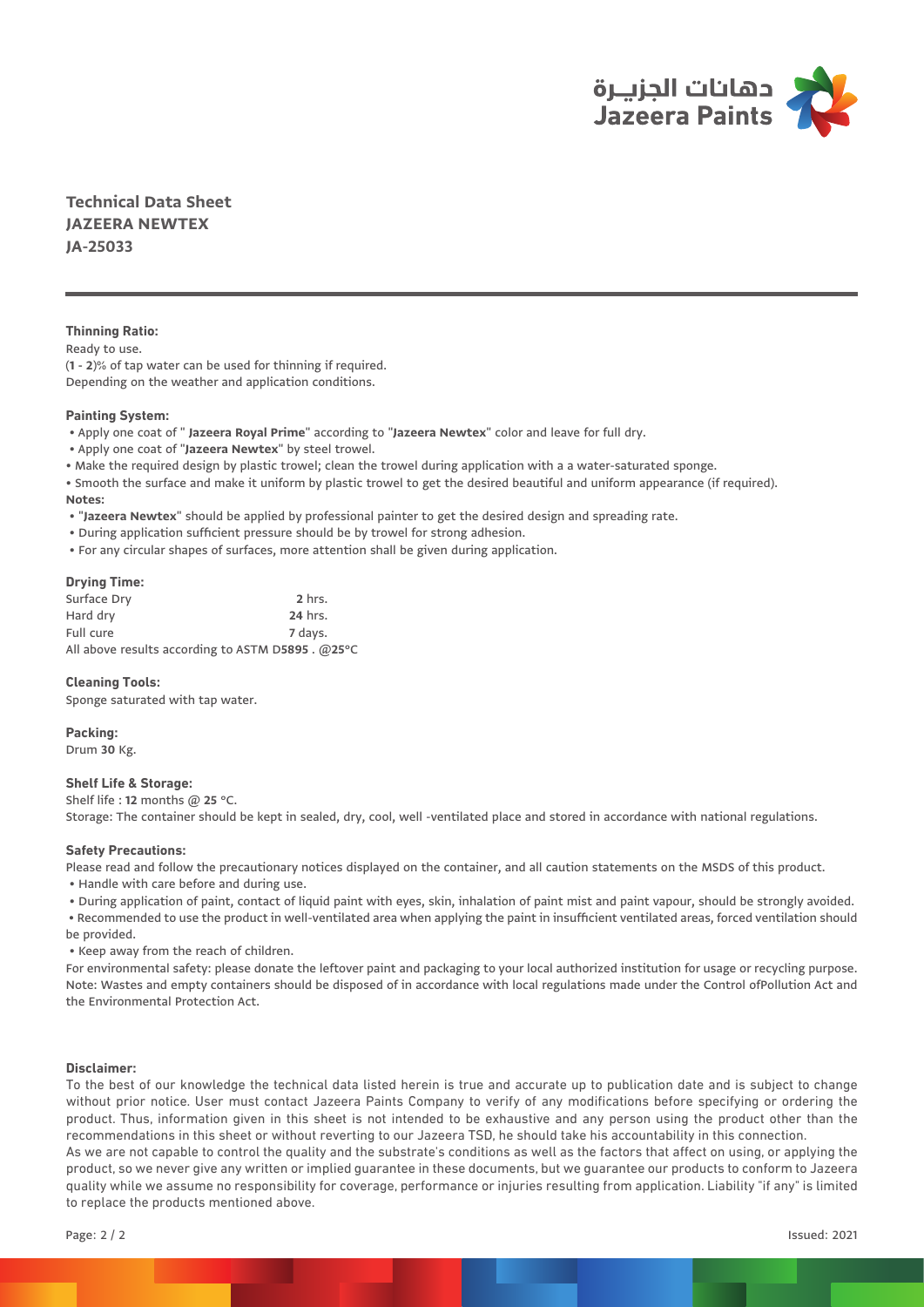# Technical Data Sheet
## JAZEERA NEWTEX
## JA-25033

**Thinning Ratio:**

Ready to use.
(**1** - **2**)% of tap water can be used for thinning if required.
Depending on the weather and application conditions.

**Painting System:**

- Apply one coat of " **Jazeera Royal Prime**" according to "**Jazeera Newtex**" color and leave for full dry.
- Apply one coat of "**Jazeera Newtex**" by steel trowel.
- Make the required design by plastic trowel; clean the trowel during application with a a water-saturated sponge.
- Smooth the surface and make it uniform by plastic trowel to get the desired beautiful and uniform appearance (if required).

**Notes:**

- "**Jazeera Newtex**" should be applied by professional painter to get the desired design and spreading rate.
- During application sufficient pressure should be by trowel for strong adhesion.
- For any circular shapes of surfaces, more attention shall be given during application.

**Drying Time:**

| | |
|---|---|
| Surface Dry | **2** hrs. |
| Hard dry | **24** hrs. |
| Full cure | **7** days. |

All above results according to ASTM D**5895** . @**25**°C

**Cleaning Tools:**

Sponge saturated with tap water.

**Packing:**

Drum **30** Kg.

**Shelf Life & Storage:**

Shelf life : **12** months @ **25** °C.
Storage: The container should be kept in sealed, dry, cool, well -ventilated place and stored in accordance with national regulations.

**Safety Precautions:**

Please read and follow the precautionary notices displayed on the container, and all caution statements on the MSDS of this product.

- Handle with care before and during use.
- During application of paint, contact of liquid paint with eyes, skin, inhalation of paint mist and paint vapour, should be strongly avoided.
- Recommended to use the product in well-ventilated area when applying the paint in insufficient ventilated areas, forced ventilation should be provided.
- Keep away from the reach of children.

For environmental safety: please donate the leftover paint and packaging to your local authorized institution for usage or recycling purpose.
Note: Wastes and empty containers should be disposed of in accordance with local regulations made under the Control ofPollution Act and the Environmental Protection Act.

**Disclaimer:**

To the best of our knowledge the technical data listed herein is true and accurate up to publication date and is subject to change without prior notice. User must contact Jazeera Paints Company to verify of any modifications before specifying or ordering the product. Thus, information given in this sheet is not intended to be exhaustive and any person using the product other than the recommendations in this sheet or without reverting to our Jazeera TSD, he should take his accountability in this connection.
As we are not capable to control the quality and the substrate's conditions as well as the factors that affect on using, or applying the product, so we never give any written or implied guarantee in these documents, but we guarantee our products to conform to Jazeera quality while we assume no responsibility for coverage, performance or injuries resulting from application. Liability "if any" is limited to replace the products mentioned above.

Issued: 2021